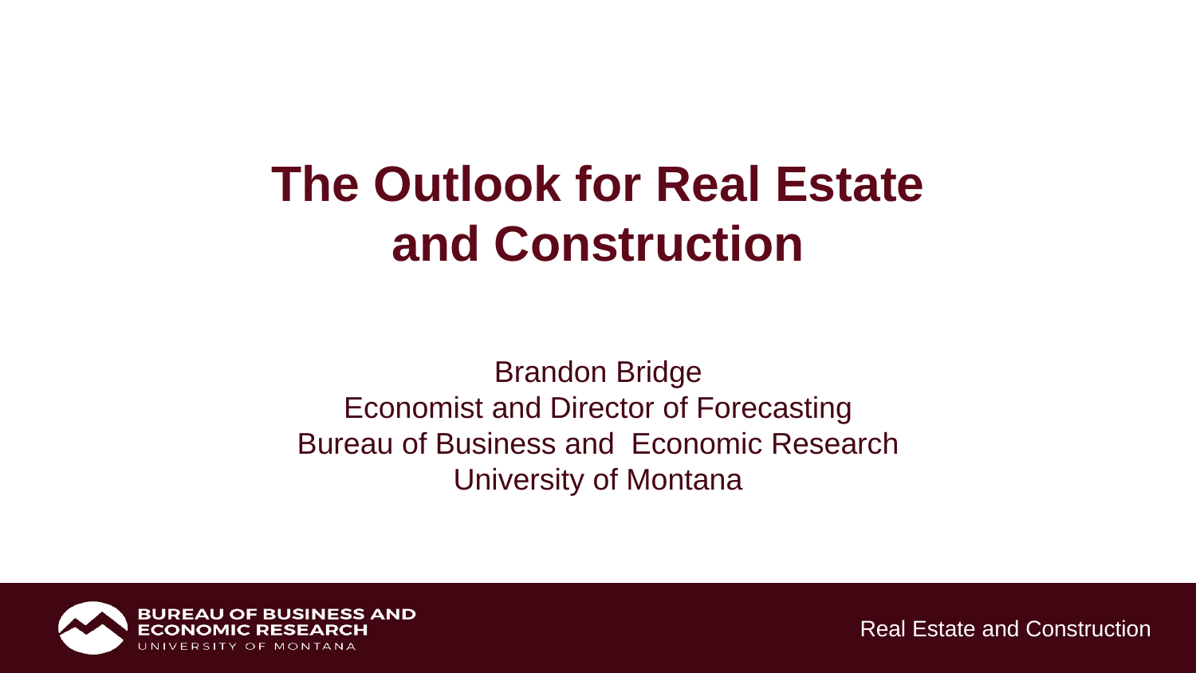# The Outlook for Real Estate and Construction

Brandon Bridge
Economist and Director of Forecasting
Bureau of Business and Economic Research
University of Montana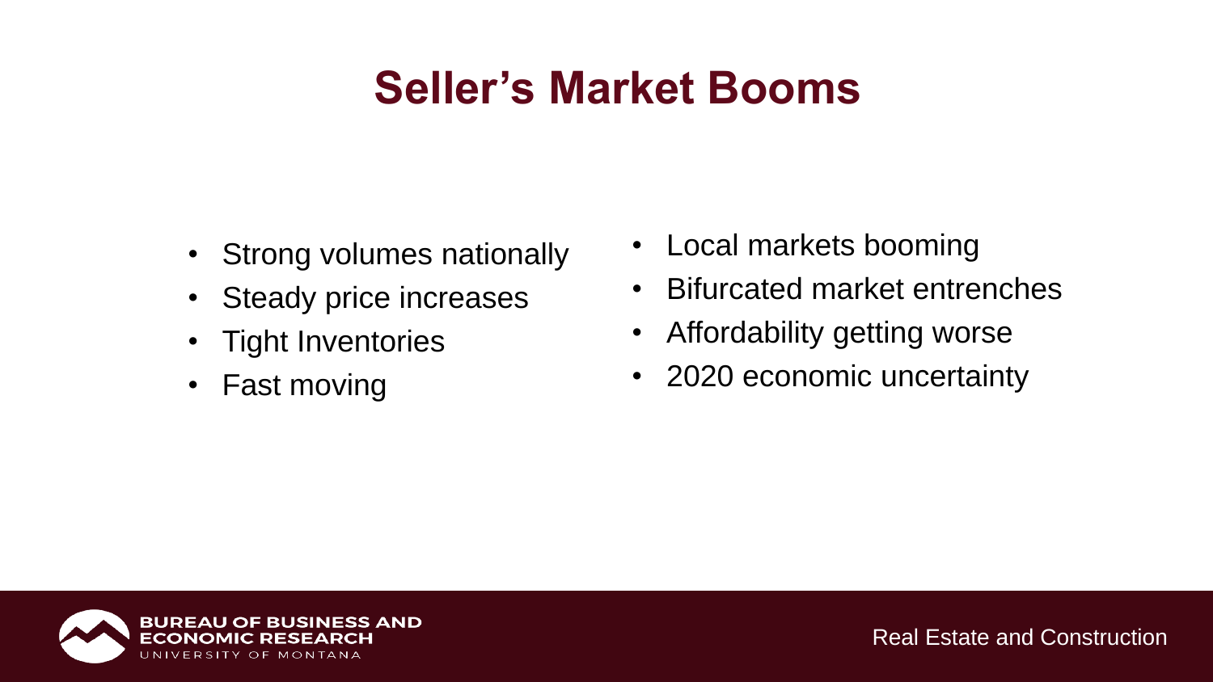# Seller's Market Booms

- Strong volumes nationally
- Steady price increases
- Tight Inventories
- Fast moving

- Local markets booming
- Bifurcated market entrenches
- Affordability getting worse
- 2020 economic uncertainty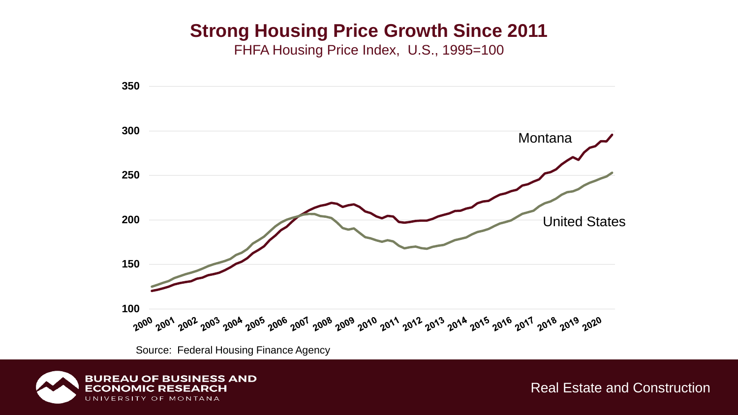# Strong Housing Price Growth Since 2011

FHFA Housing Price Index, U.S., 1995=100

Source: Federal Housing Finance Agency

Real Estate and Construction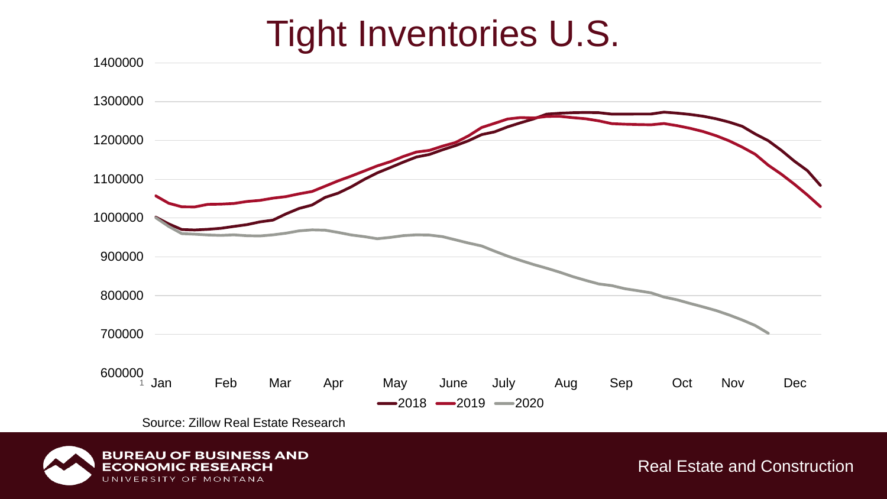# Tight Inventories U.S.

Source: Zillow Real Estate Research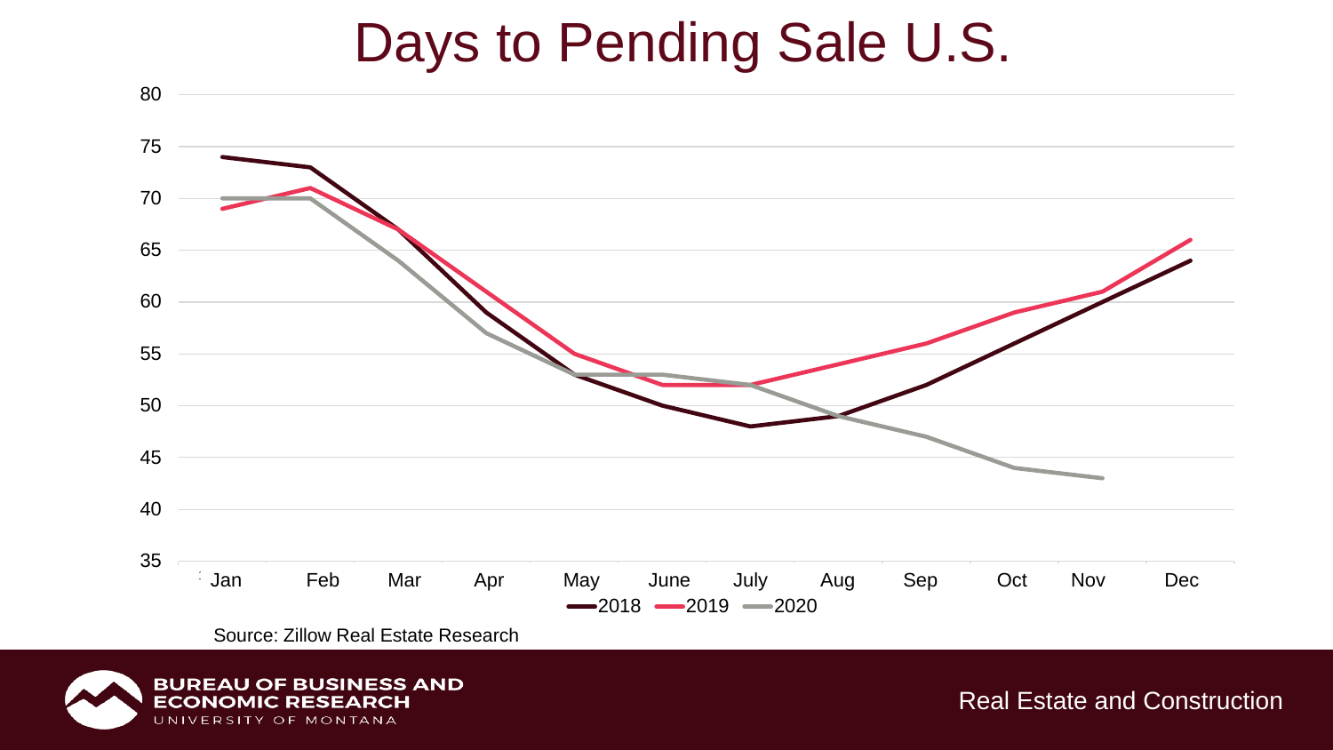# Days to Pending Sale U.S.

Source: Zillow Real Estate Research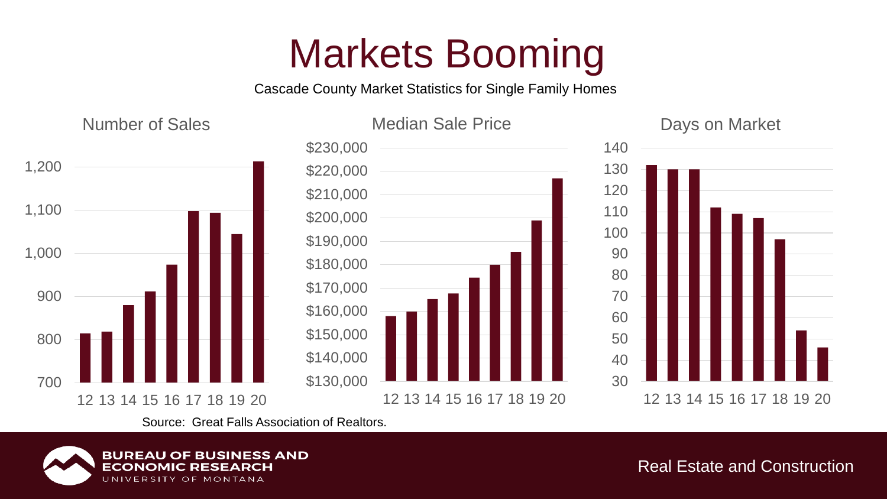# Markets Booming

Cascade County Market Statistics for Single Family Homes

Number of Sales

Median Sale Price

Days on Market

Source: Great Falls Association of Realtors.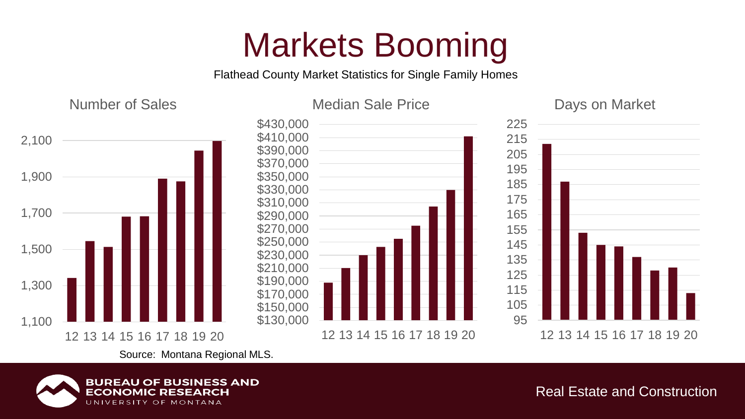# Markets Booming

Flathead County Market Statistics for Single Family Homes

Number of Sales

Median Sale Price

Days on Market

Source: Montana Regional MLS.

Real Estate and Construction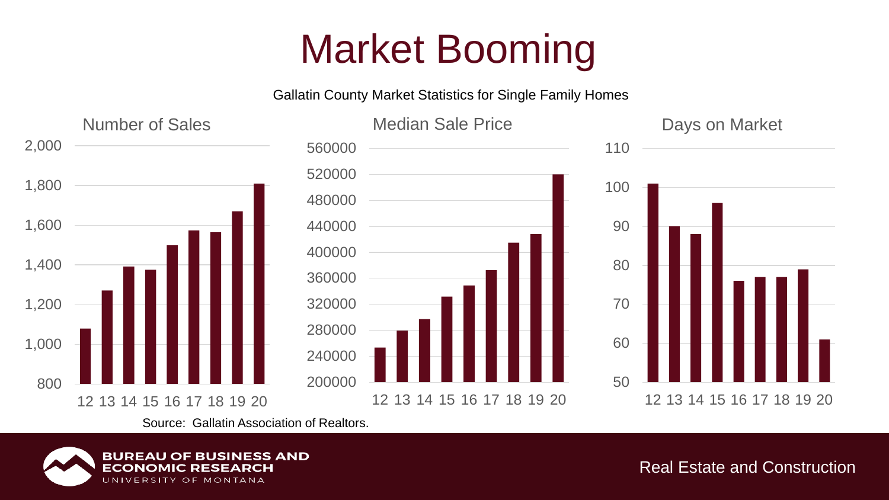# Market Booming

Gallatin County Market Statistics for Single Family Homes

Number of Sales

Median Sale Price

Days on Market

Source: Gallatin Association of Realtors.

Real Estate and Construction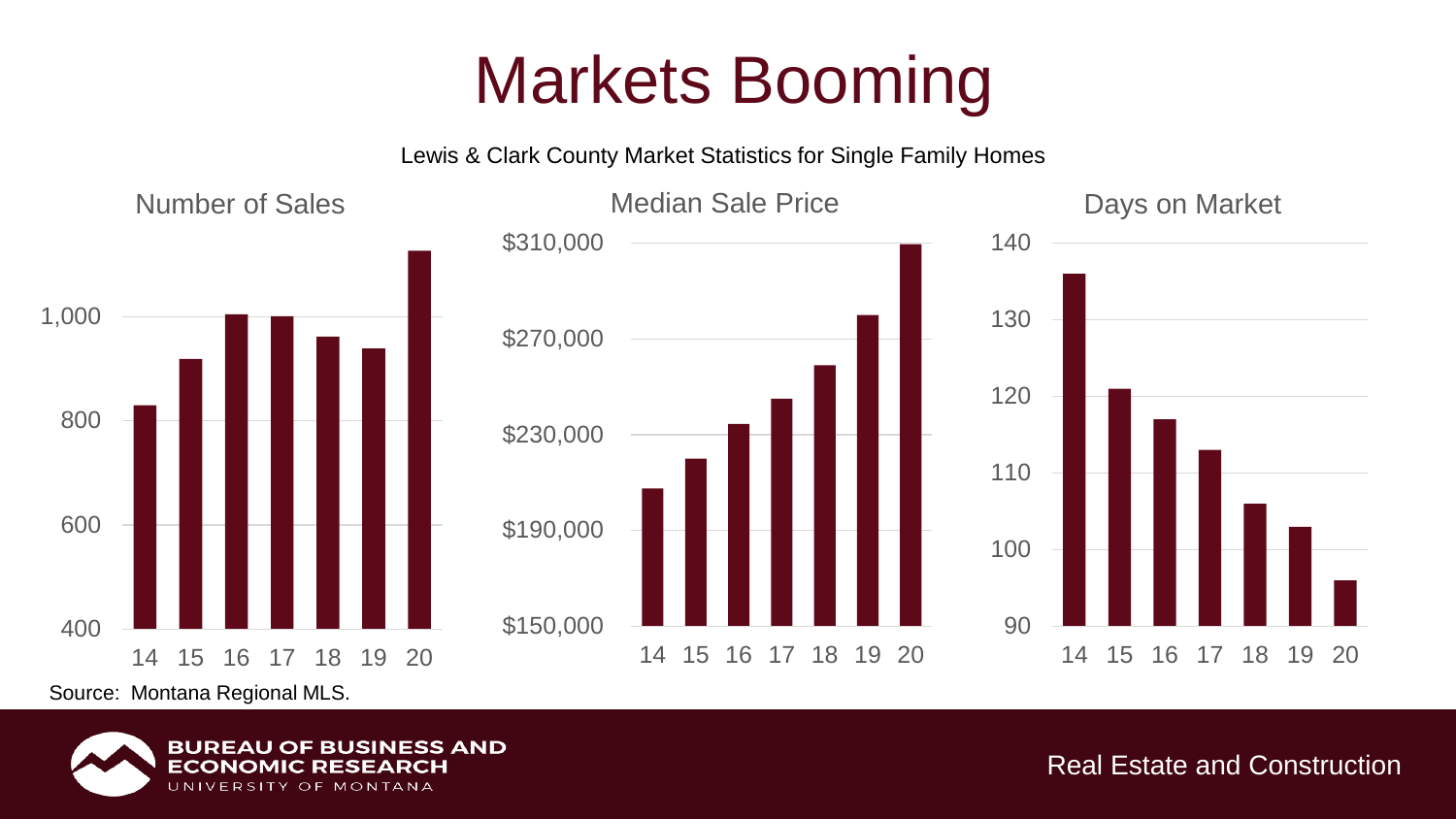# Markets Booming

Lewis & Clark County Market Statistics for Single Family Homes

Number of Sales

1,000
800
600
400
14 15 16 17 18 19 20

Median Sale Price

$310,000
$270,000
$230,000
$190,000
$150,000
14 15 16 17 18 19 20

Days on Market

140
130
120
110
100
90
14 15 16 17 18 19 20

Source: Montana Regional MLS.

Real Estate and Construction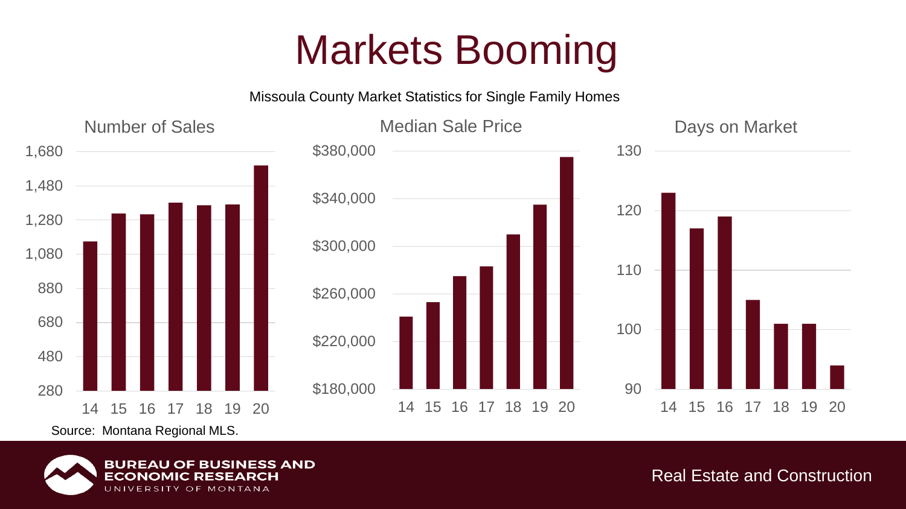# Markets Booming

Missoula County Market Statistics for Single Family Homes

Number of Sales

1,680
1,480
1,280
1,080
880
680
480
280

14 15 16 17 18 19 20

Median Sale Price

$380,000
$340,000
$300,000
$260,000
$220,000
$180,000

14 15 16 17 18 19 20

Days on Market

130
120
110
100
90

14 15 16 17 18 19 20

Source: Montana Regional MLS.

BUREAU OF BUSINESS AND ECONOMIC RESEARCH
UNIVERSITY OF MONTANA

Real Estate and Construction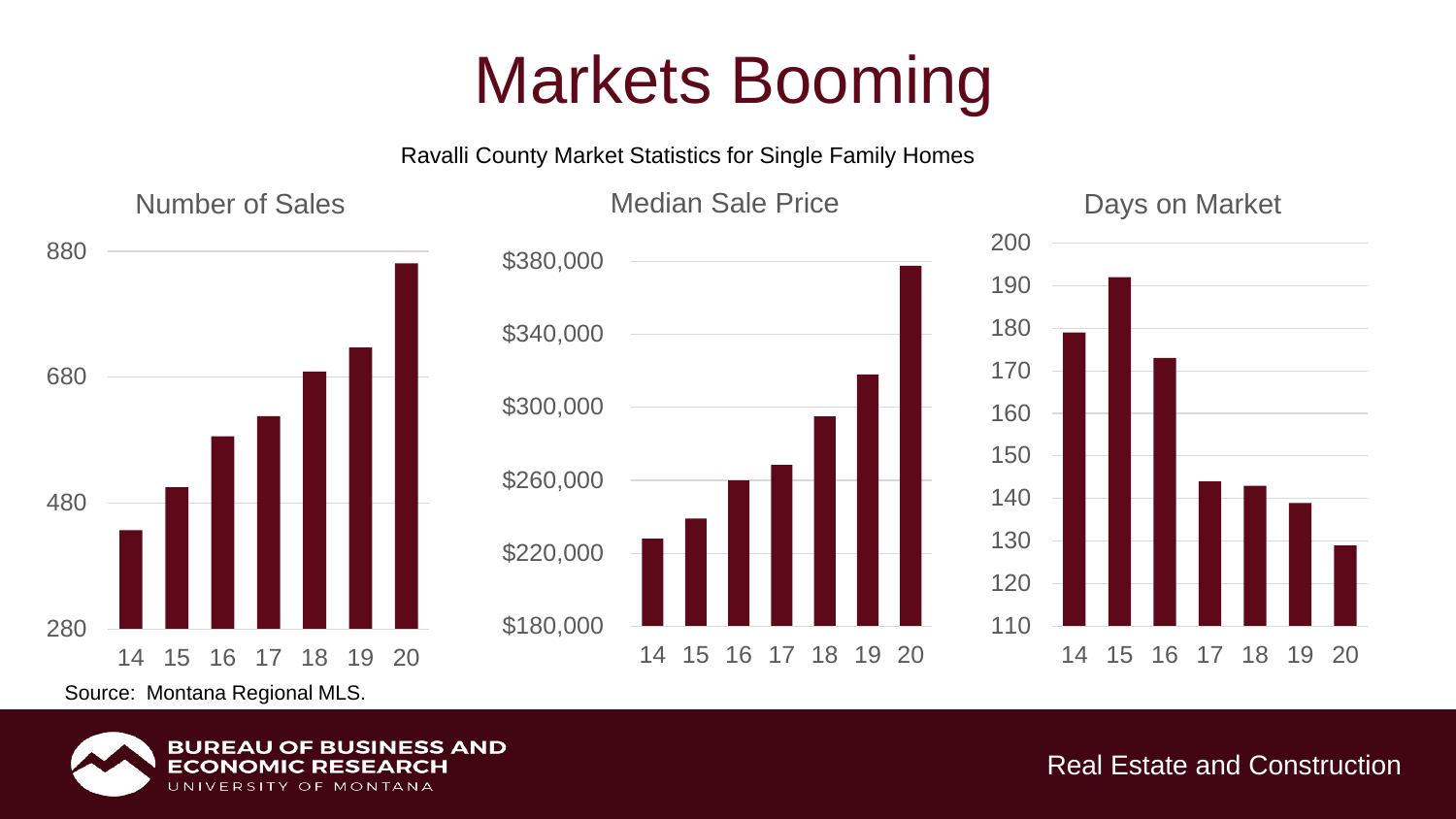# Markets Booming

Ravalli County Market Statistics for Single Family Homes

**Number of Sales**

880
680
480
280

14 15 16 17 18 19 20

**Median Sale Price**

$380,000
$340,000
$300,000
$260,000
$220,000
$180,000

14 15 16 17 18 19 20

**Days on Market**

200
190
180
170
160
150
140
130
120
110

14 15 16 17 18 19 20

Source: Montana Regional MLS.

Real Estate and Construction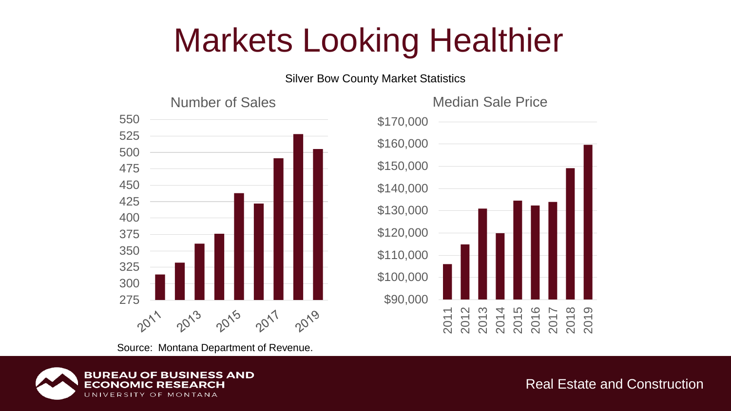# Markets Looking Healthier

Silver Bow County Market Statistics

Number of Sales

Median Sale Price

Source: Montana Department of Revenue.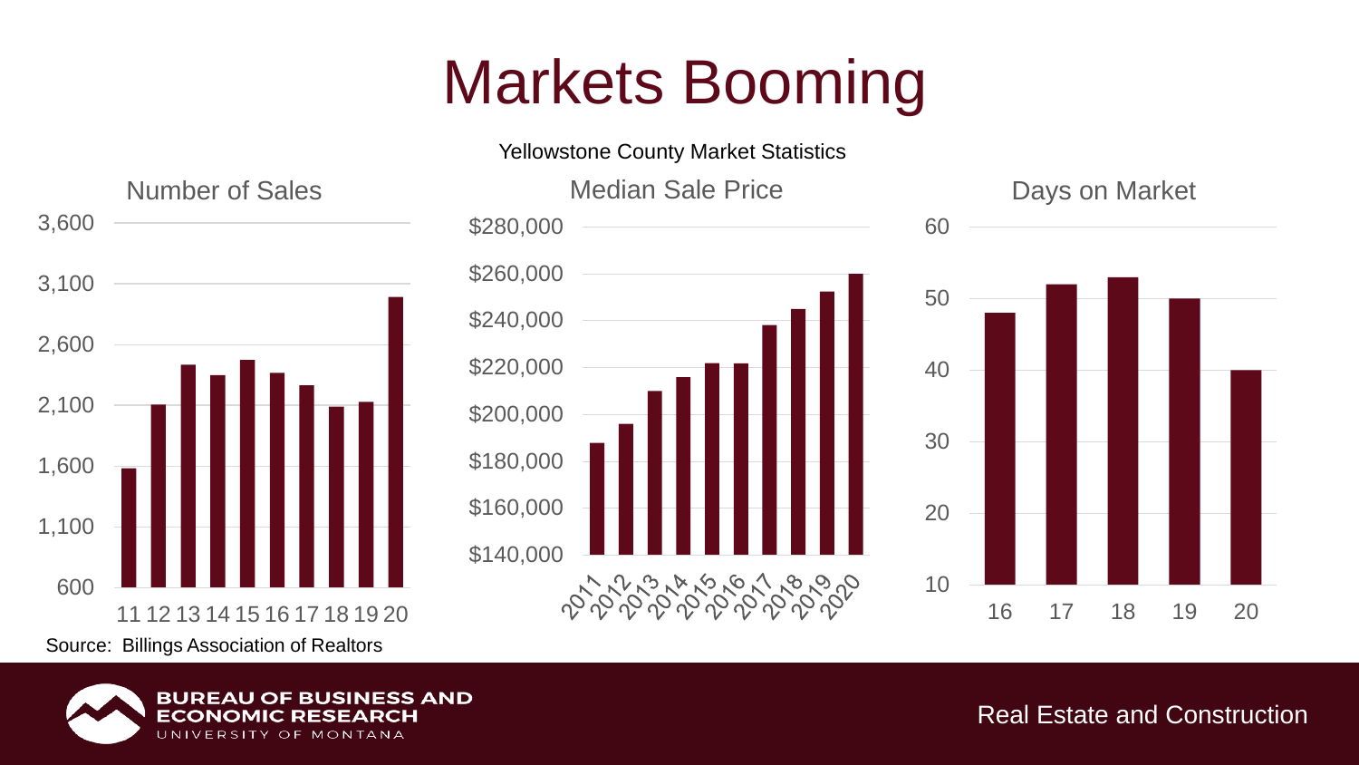# Markets Booming

Yellowstone County Market Statistics

## Number of Sales

## Median Sale Price

## Days on Market

Source: Billings Association of Realtors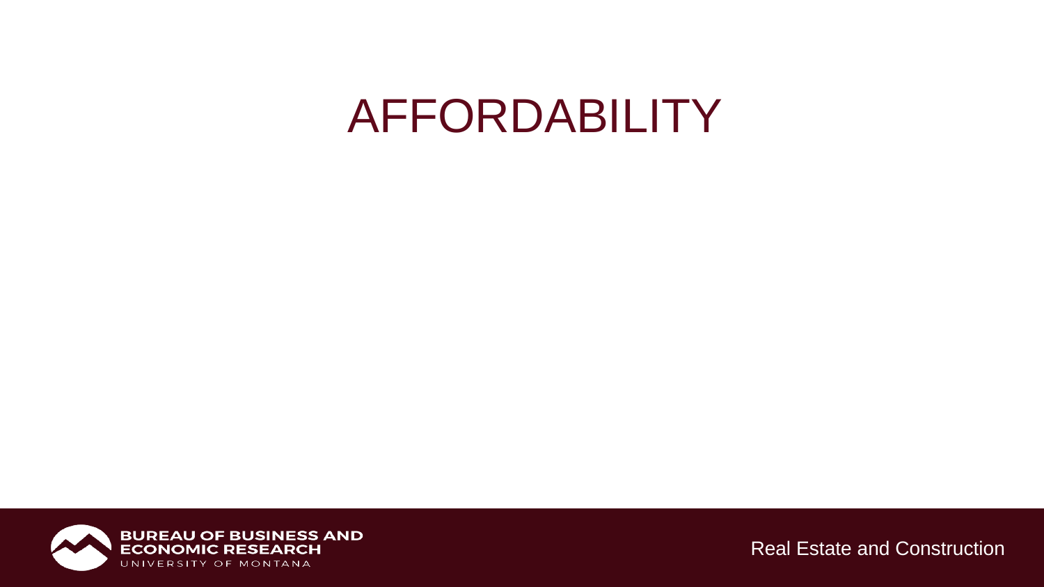# AFFORDABILITY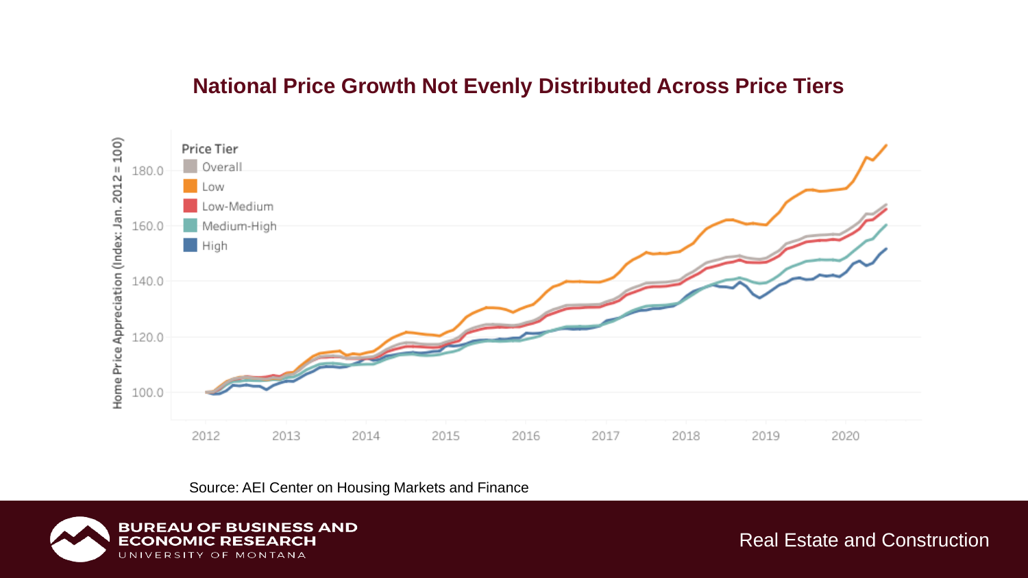## National Price Growth Not Evenly Distributed Across Price Tiers

Price Tier

- Overall
- Low
- Low-Medium
- Medium-High
- High

Home Price Appreciation (Index: Jan. 2012 = 100)

180.0
160.0
140.0
120.0
100.0

2012 2013 2014 2015 2016 2017 2018 2019 2020

Source: AEI Center on Housing Markets and Finance

Real Estate and Construction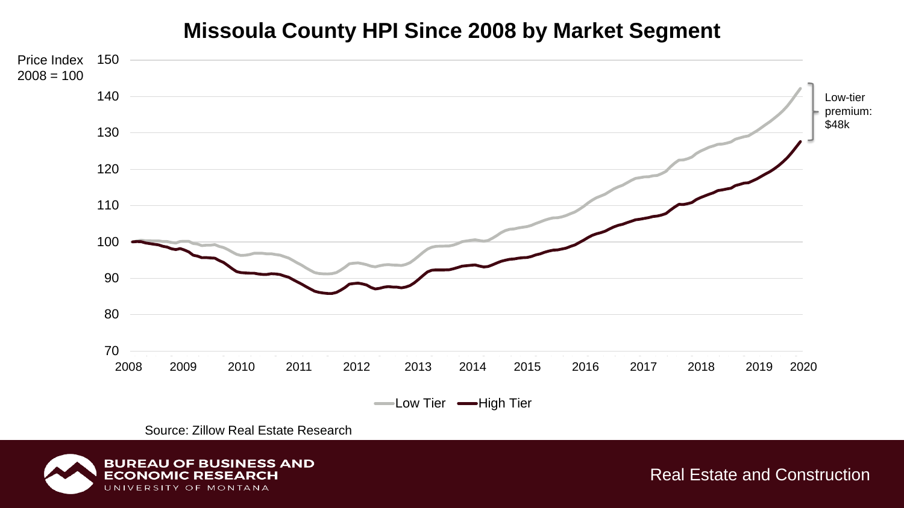# Missoula County HPI Since 2008 by Market Segment

Price Index 2008 = 100

150
140
130
120
110
100
90
80
70

2008 2009 2010 2011 2012 2013 2014 2015 2016 2017 2018 2019 2020

Low-tier premium: $48k

Low Tier — High Tier

Source: Zillow Real Estate Research

BUREAU OF BUSINESS AND ECONOMIC RESEARCH
UNIVERSITY OF MONTANA

Real Estate and Construction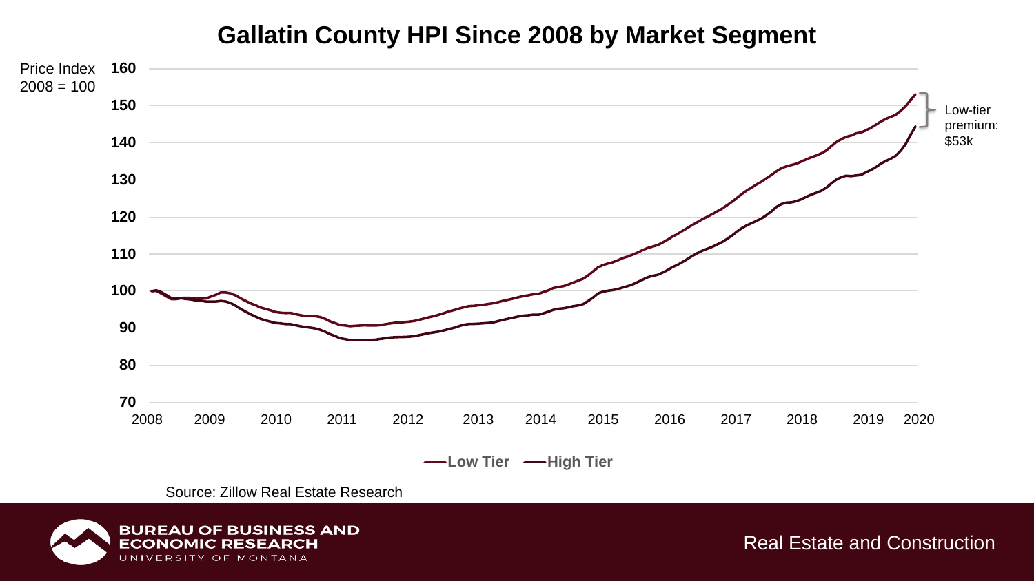# Gallatin County HPI Since 2008 by Market Segment

Price Index 2008 = 100

Low-tier premium: $53k

Low Tier — High Tier

Source: Zillow Real Estate Research

Real Estate and Construction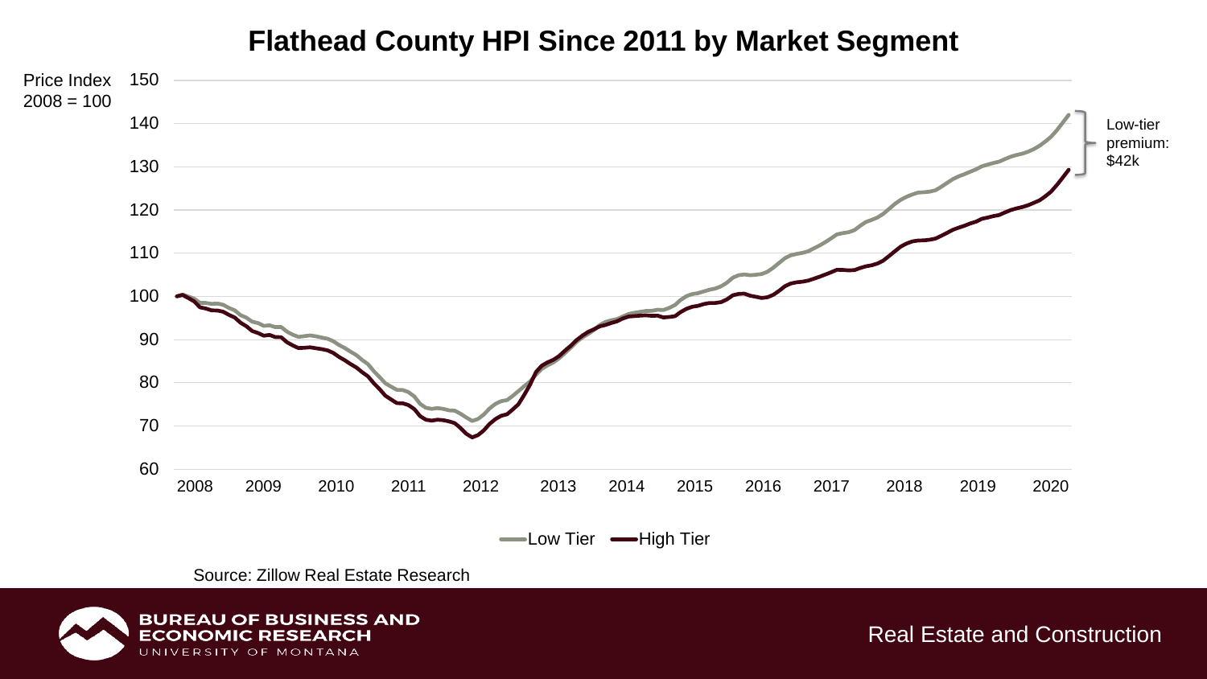# Flathead County HPI Since 2011 by Market Segment

Price Index 2008 = 100

150
140
130
120
110
100
90
80
70
60

2008 2009 2010 2011 2012 2013 2014 2015 2016 2017 2018 2019 2020

Low-tier premium: $42k

Low Tier   High Tier

Source: Zillow Real Estate Research

BUREAU OF BUSINESS AND ECONOMIC RESEARCH
UNIVERSITY OF MONTANA

Real Estate and Construction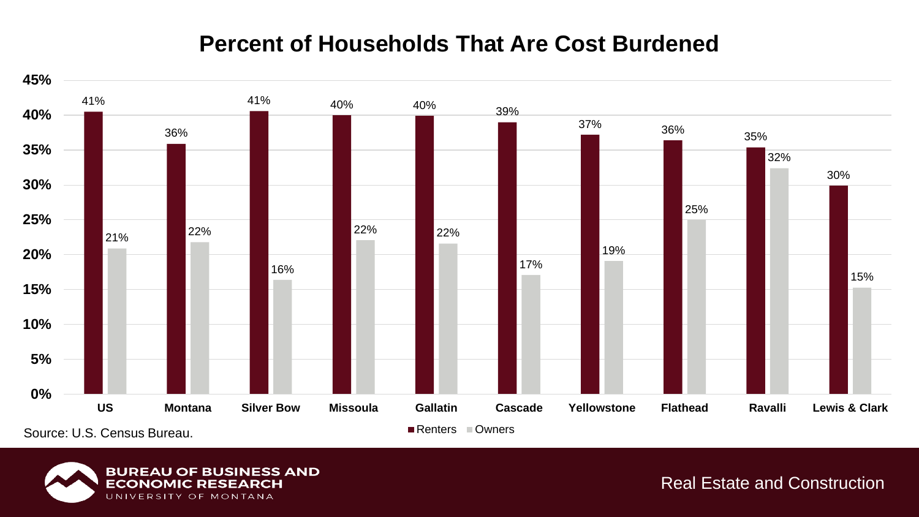# Percent of Households That Are Cost Burdened

| | Renters | Owners |
|---|---|---|
| US | 41% | 21% |
| Montana | 36% | 22% |
| Silver Bow | 41% | 16% |
| Missoula | 40% | 22% |
| Gallatin | 40% | 22% |
| Cascade | 39% | 17% |
| Yellowstone | 37% | 19% |
| Flathead | 36% | 25% |
| Ravalli | 35% | 32% |
| Lewis & Clark | 30% | 15% |

Source: U.S. Census Bureau.

BUREAU OF BUSINESS AND ECONOMIC RESEARCH
UNIVERSITY OF MONTANA

Real Estate and Construction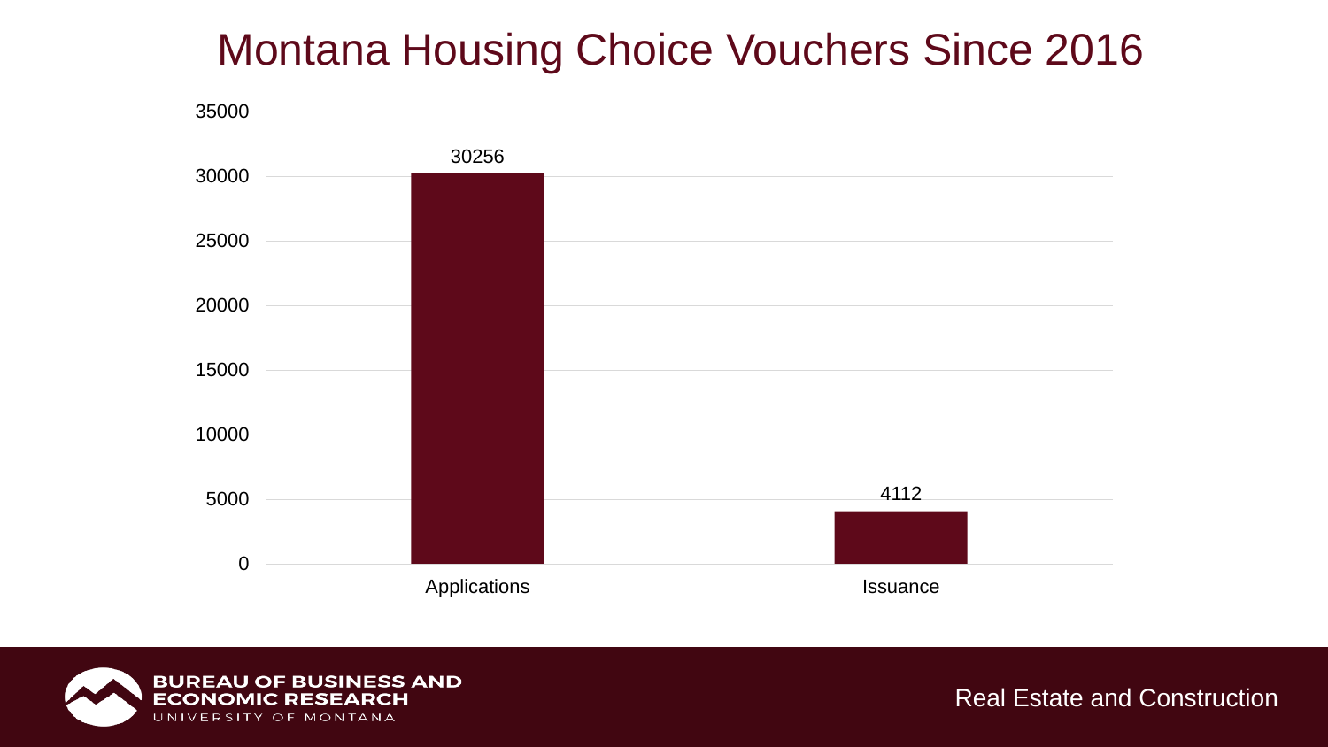# Montana Housing Choice Vouchers Since 2016

| Category | Count |
| --- | --- |
| Applications | 30256 |
| Issuance | 4112 |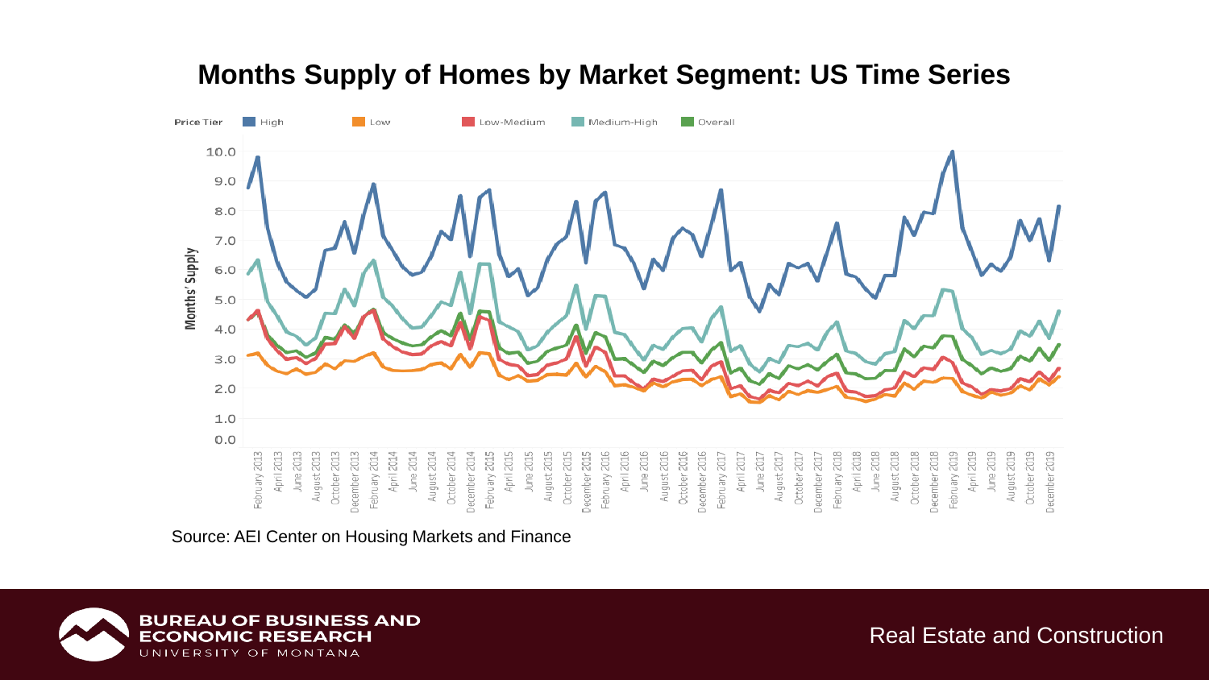## Months Supply of Homes by Market Segment: US Time Series

Source: AEI Center on Housing Markets and Finance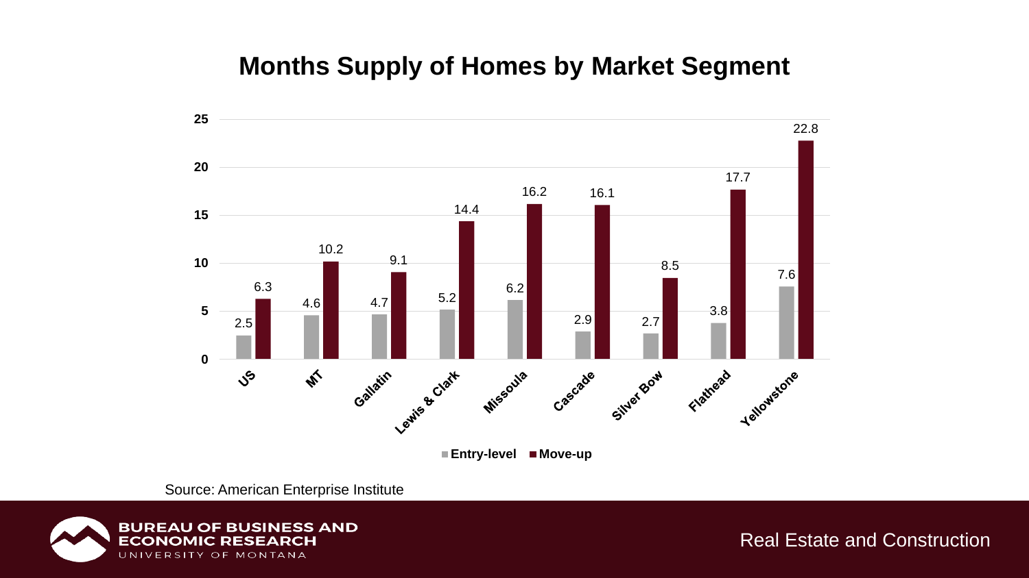# Months Supply of Homes by Market Segment

| | Entry-level | Move-up |
|---|---|---|
| US | 2.5 | 6.3 |
| MT | 4.6 | 10.2 |
| Gallatin | 4.7 | 9.1 |
| Lewis & Clark | 5.2 | 14.4 |
| Missoula | 6.2 | 16.2 |
| Cascade | 2.9 | 16.1 |
| Silver Bow | 2.7 | 8.5 |
| Flathead | 3.8 | 17.7 |
| Yellowstone | 7.6 | 22.8 |

Source: American Enterprise Institute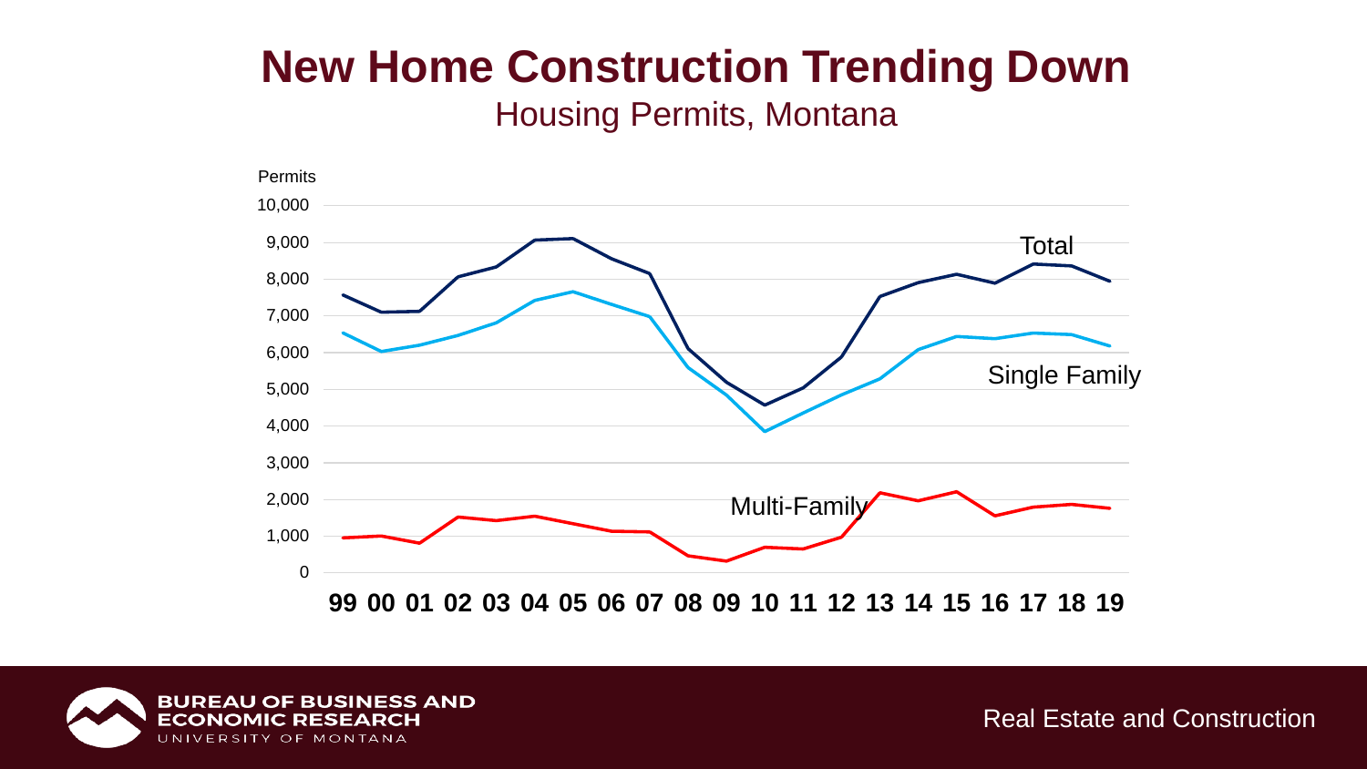# New Home Construction Trending Down

Housing Permits, Montana

Permits

10,000
9,000
8,000
7,000
6,000
5,000
4,000
3,000
2,000
1,000
0

Total

Single Family

Multi-Family

**99 00 01 02 03 04 05 06 07 08 09 10 11 12 13 14 15 16 17 18 19**

BUREAU OF BUSINESS AND ECONOMIC RESEARCH
UNIVERSITY OF MONTANA

Real Estate and Construction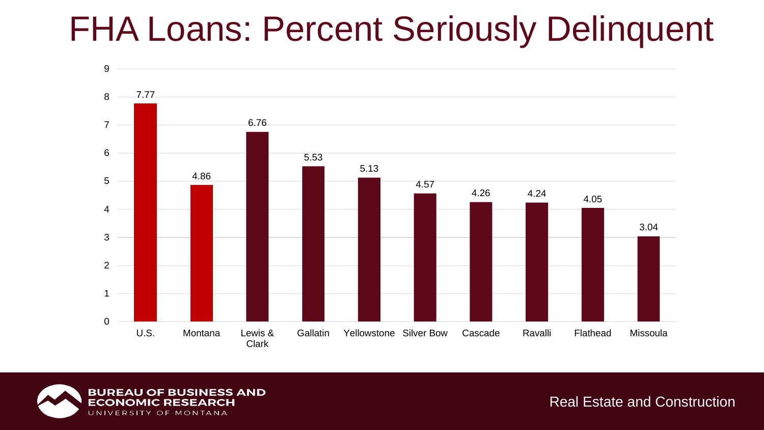# FHA Loans: Percent Seriously Delinquent

| Area | Percent Seriously Delinquent |
| --- | --- |
| U.S. | 7.77 |
| Montana | 4.86 |
| Lewis & Clark | 6.76 |
| Gallatin | 5.53 |
| Yellowstone | 5.13 |
| Silver Bow | 4.57 |
| Cascade | 4.26 |
| Ravalli | 4.24 |
| Flathead | 4.05 |
| Missoula | 3.04 |

BUREAU OF BUSINESS AND ECONOMIC RESEARCH
UNIVERSITY OF MONTANA

Real Estate and Construction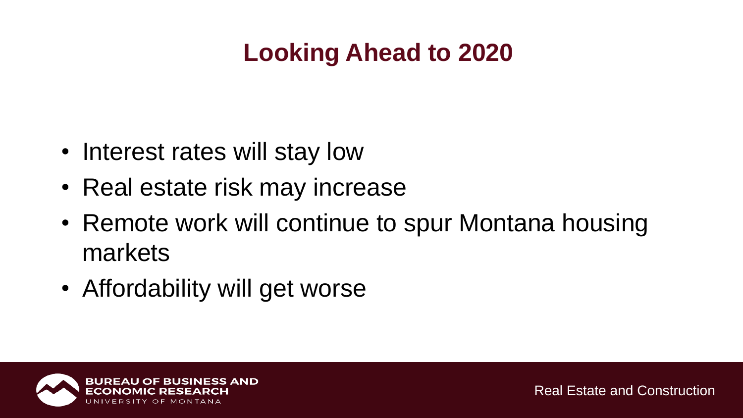# Looking Ahead to 2020

- Interest rates will stay low
- Real estate risk may increase
- Remote work will continue to spur Montana housing markets
- Affordability will get worse